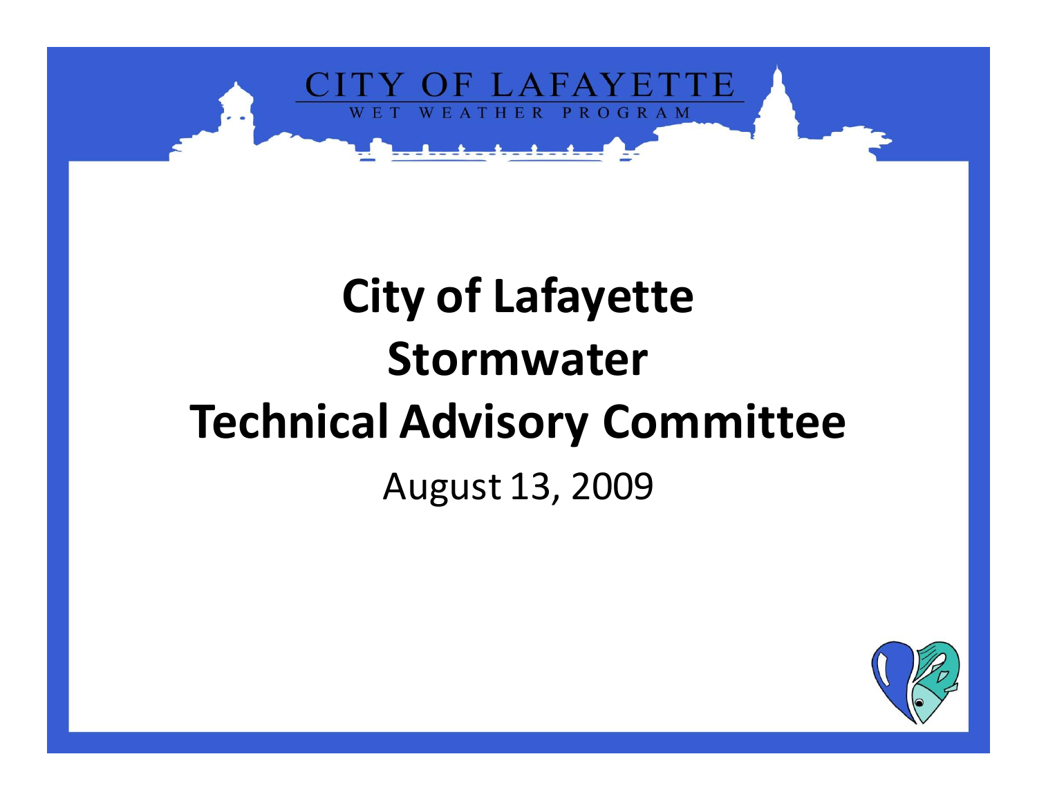CITY OF LAFAYETTE
WET WEATHER PROGRAM

# City of Lafayette Stormwater Technical Advisory Committee

August 13, 2009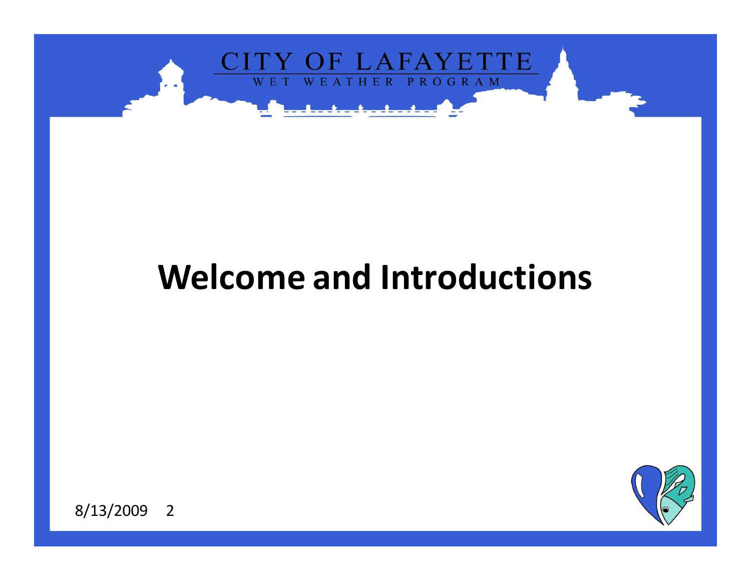# Welcome and Introductions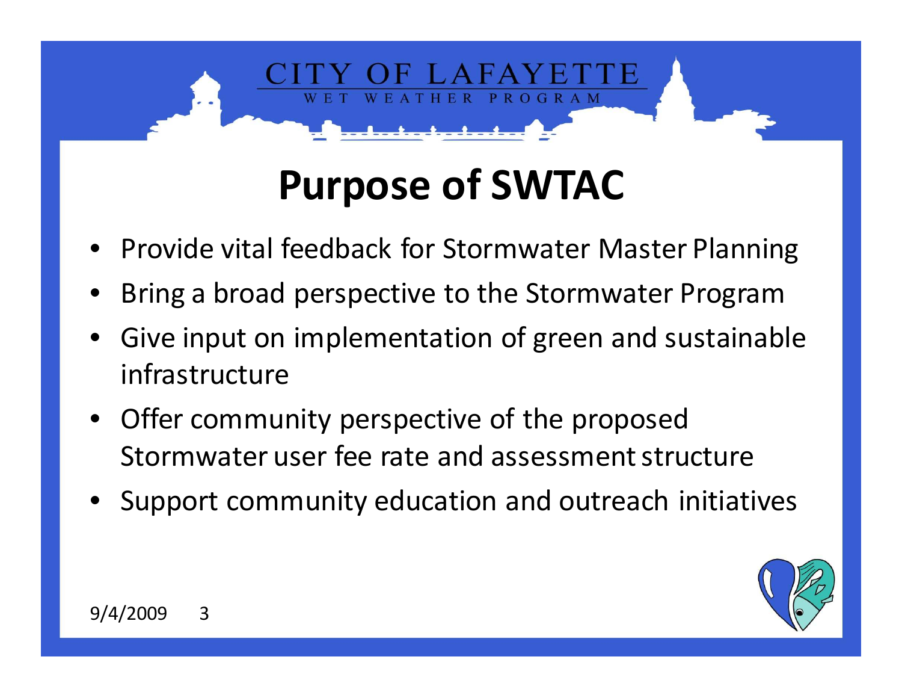# Purpose of SWTAC

- Provide vital feedback for Stormwater Master Planning
- Bring a broad perspective to the Stormwater Program
- Give input on implementation of green and sustainable infrastructure
- Offer community perspective of the proposed Stormwater user fee rate and assessment structure
- Support community education and outreach initiatives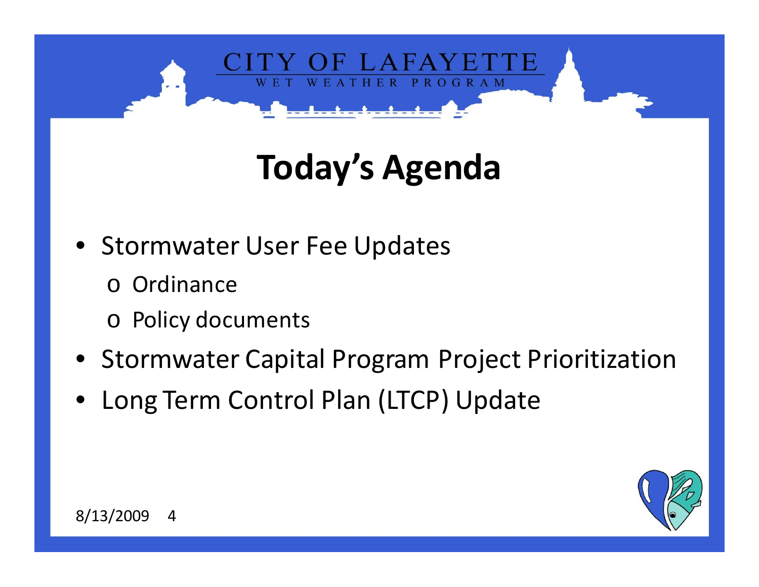# Today's Agenda

- Stormwater User Fee Updates
  - Ordinance
  - Policy documents
- Stormwater Capital Program Project Prioritization
- Long Term Control Plan (LTCP) Update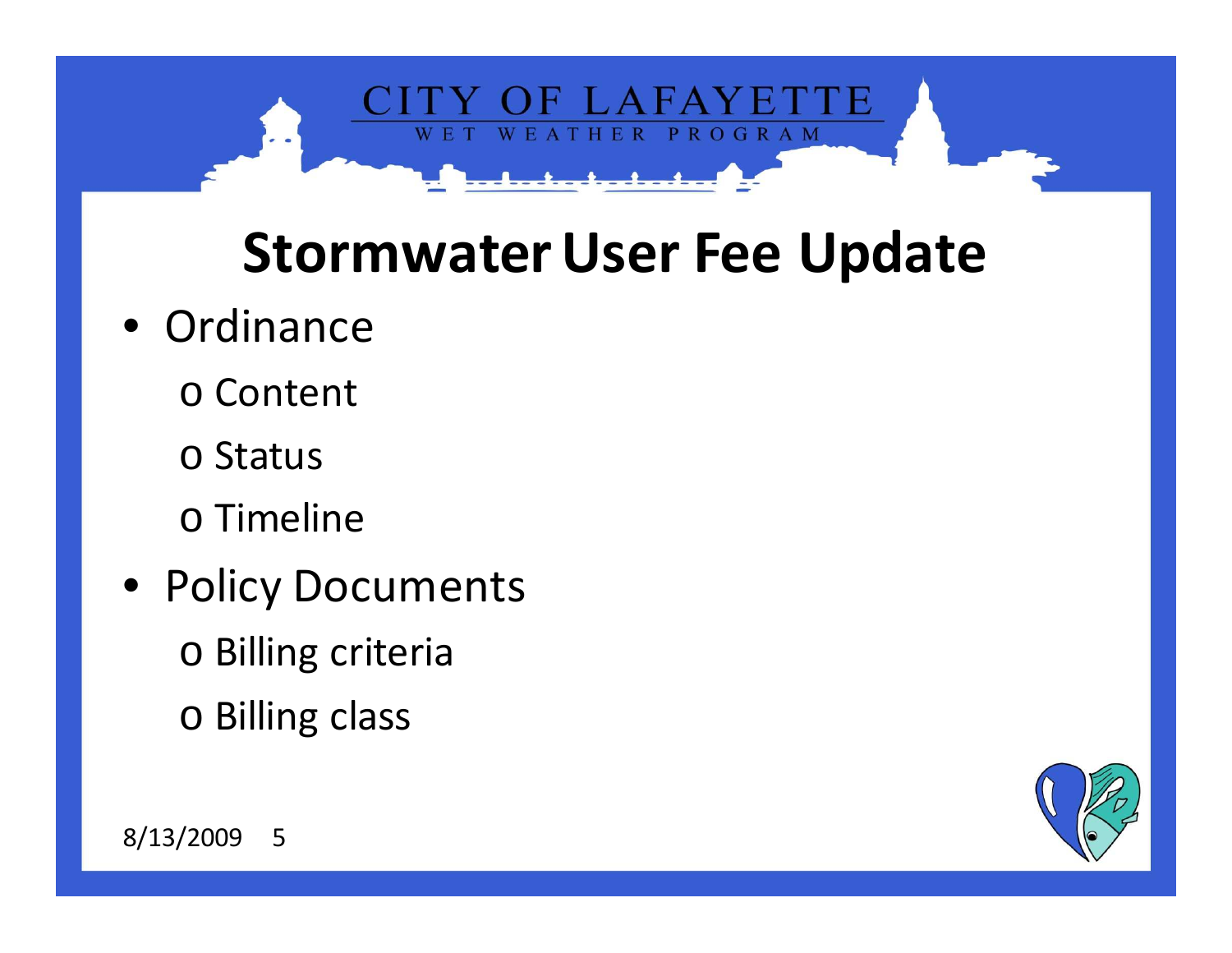# Stormwater User Fee Update

- Ordinance
  - Content
  - Status
  - Timeline
- Policy Documents
  - Billing criteria
  - Billing class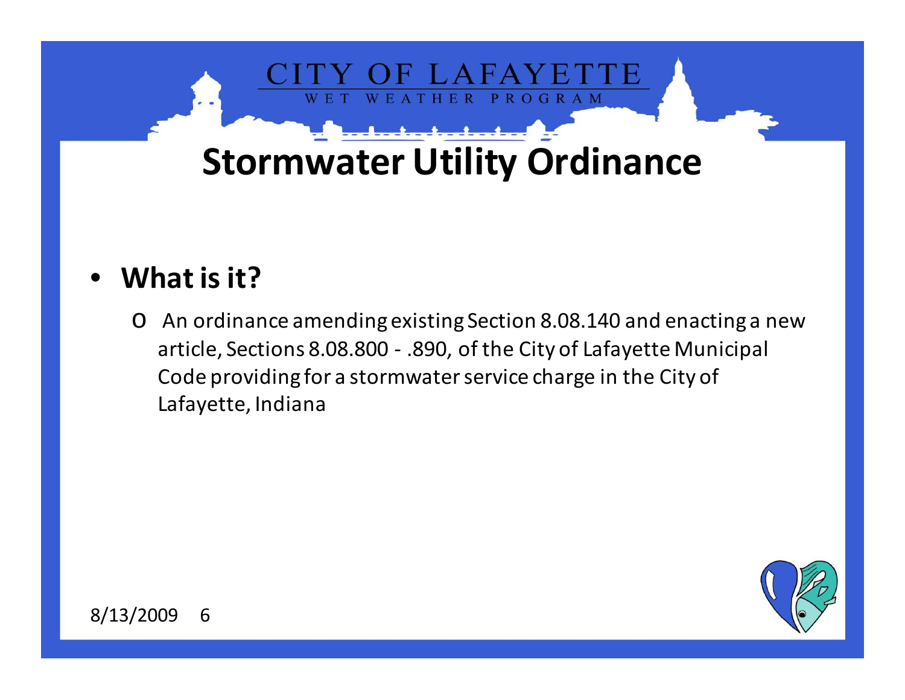# Stormwater Utility Ordinance

- **What is it?**
  - An ordinance amending existing Section 8.08.140 and enacting a new article, Sections 8.08.800 - .890, of the City of Lafayette Municipal Code providing for a stormwater service charge in the City of Lafayette, Indiana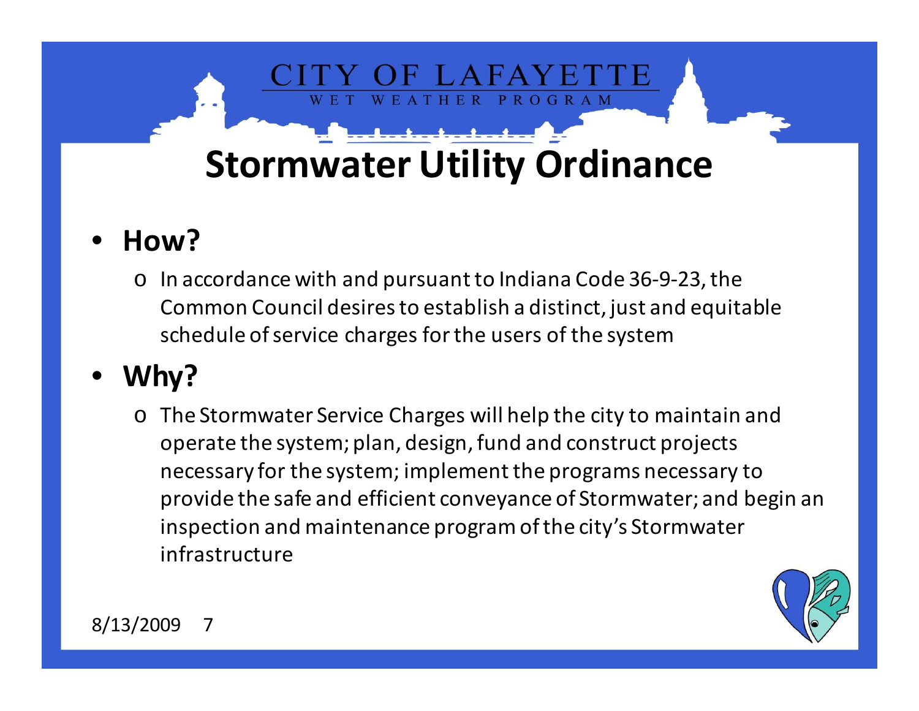# Stormwater Utility Ordinance

- **How?**
  - In accordance with and pursuant to Indiana Code 36-9-23, the Common Council desires to establish a distinct, just and equitable schedule of service charges for the users of the system
- **Why?**
  - The Stormwater Service Charges will help the city to maintain and operate the system; plan, design, fund and construct projects necessary for the system; implement the programs necessary to provide the safe and efficient conveyance of Stormwater; and begin an inspection and maintenance program of the city's Stormwater infrastructure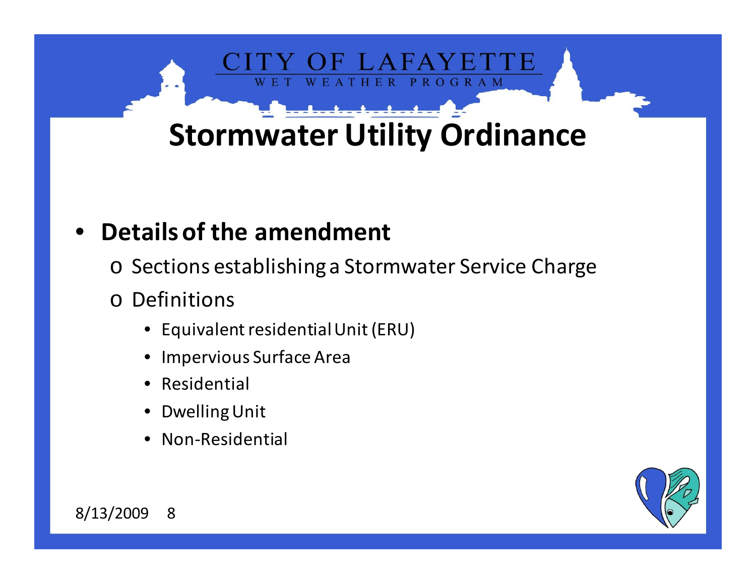# Stormwater Utility Ordinance

- **Details of the amendment**
  - Sections establishing a Stormwater Service Charge
  - Definitions
    - Equivalent residential Unit (ERU)
    - Impervious Surface Area
    - Residential
    - Dwelling Unit
    - Non-Residential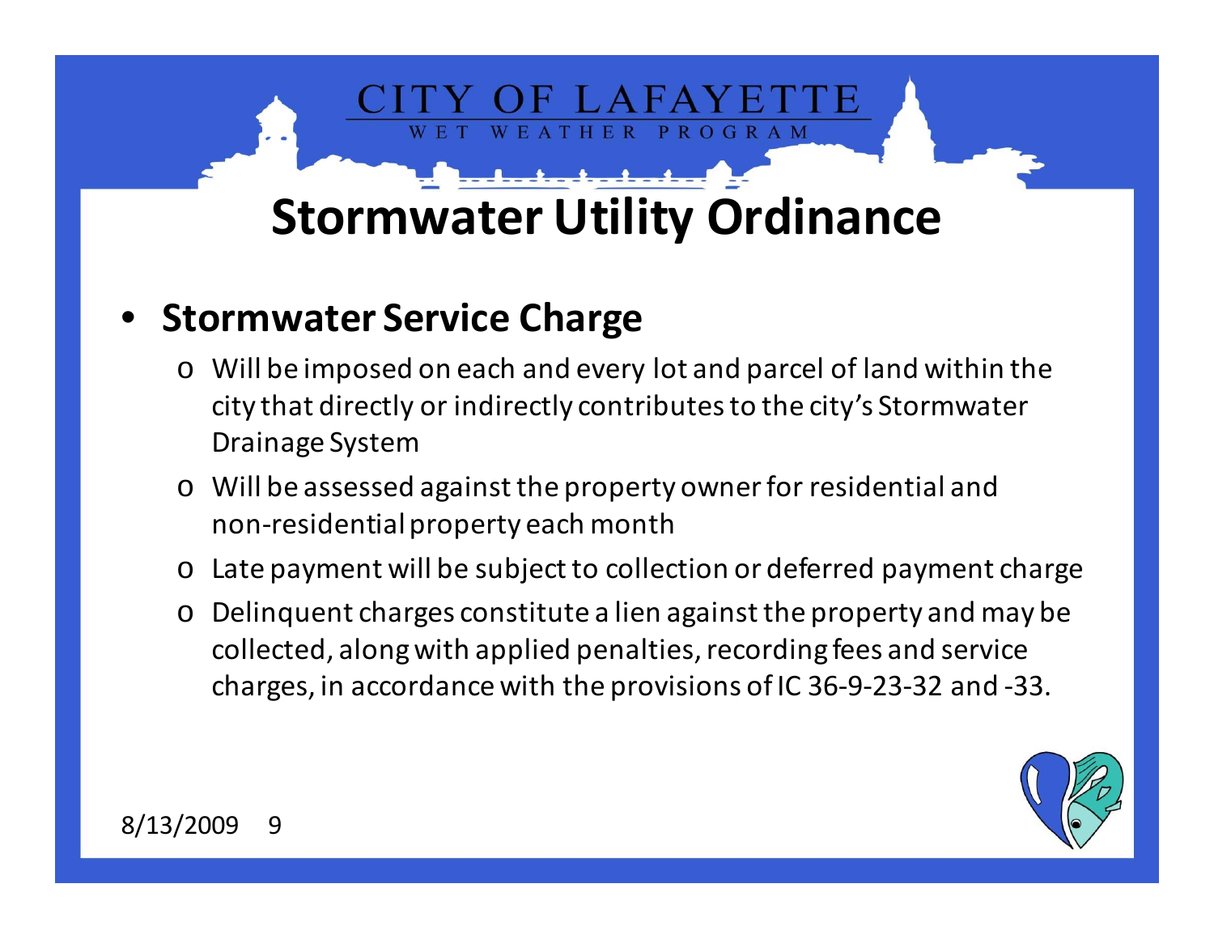# Stormwater Utility Ordinance

- **Stormwater Service Charge**
  - Will be imposed on each and every lot and parcel of land within the city that directly or indirectly contributes to the city's Stormwater Drainage System
  - Will be assessed against the property owner for residential and non-residential property each month
  - Late payment will be subject to collection or deferred payment charge
  - Delinquent charges constitute a lien against the property and may be collected, along with applied penalties, recording fees and service charges, in accordance with the provisions of IC 36-9-23-32 and -33.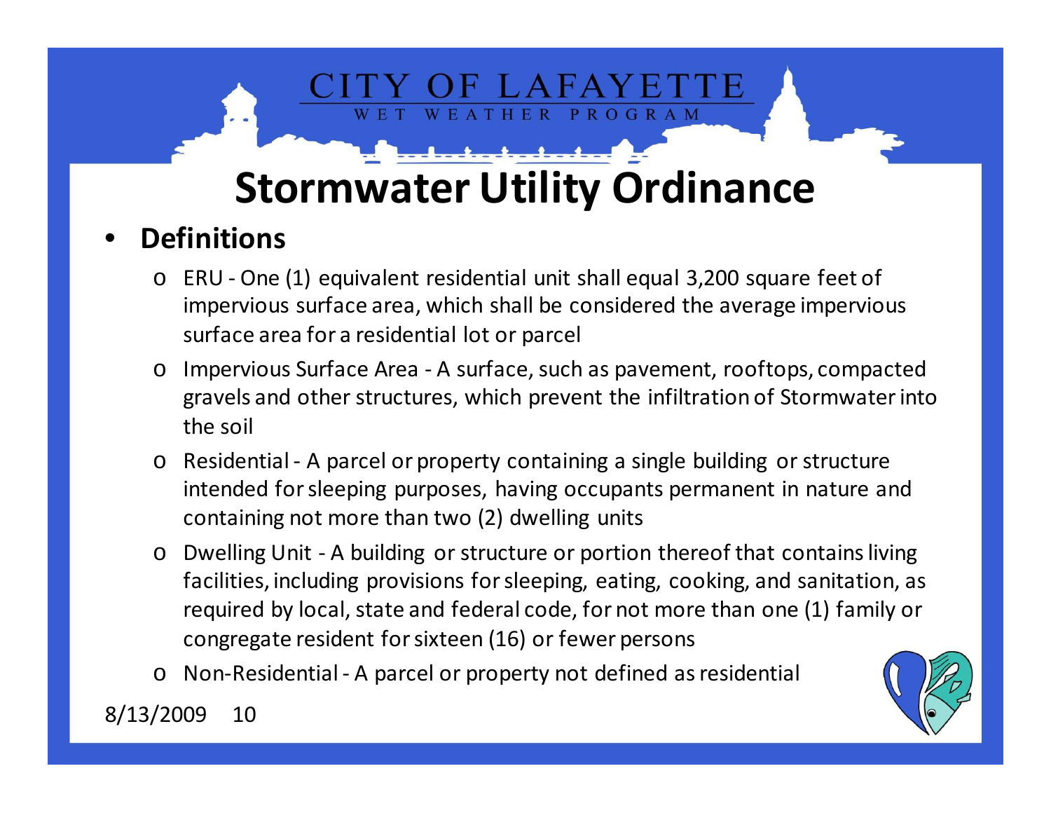# Stormwater Utility Ordinance

- **Definitions**
  - ERU - One (1) equivalent residential unit shall equal 3,200 square feet of impervious surface area, which shall be considered the average impervious surface area for a residential lot or parcel
  - Impervious Surface Area - A surface, such as pavement, rooftops, compacted gravels and other structures, which prevent the infiltration of Stormwater into the soil
  - Residential - A parcel or property containing a single building or structure intended for sleeping purposes, having occupants permanent in nature and containing not more than two (2) dwelling units
  - Dwelling Unit - A building or structure or portion thereof that contains living facilities, including provisions for sleeping, eating, cooking, and sanitation, as required by local, state and federal code, for not more than one (1) family or congregate resident for sixteen (16) or fewer persons
  - Non-Residential - A parcel or property not defined as residential

8/13/2009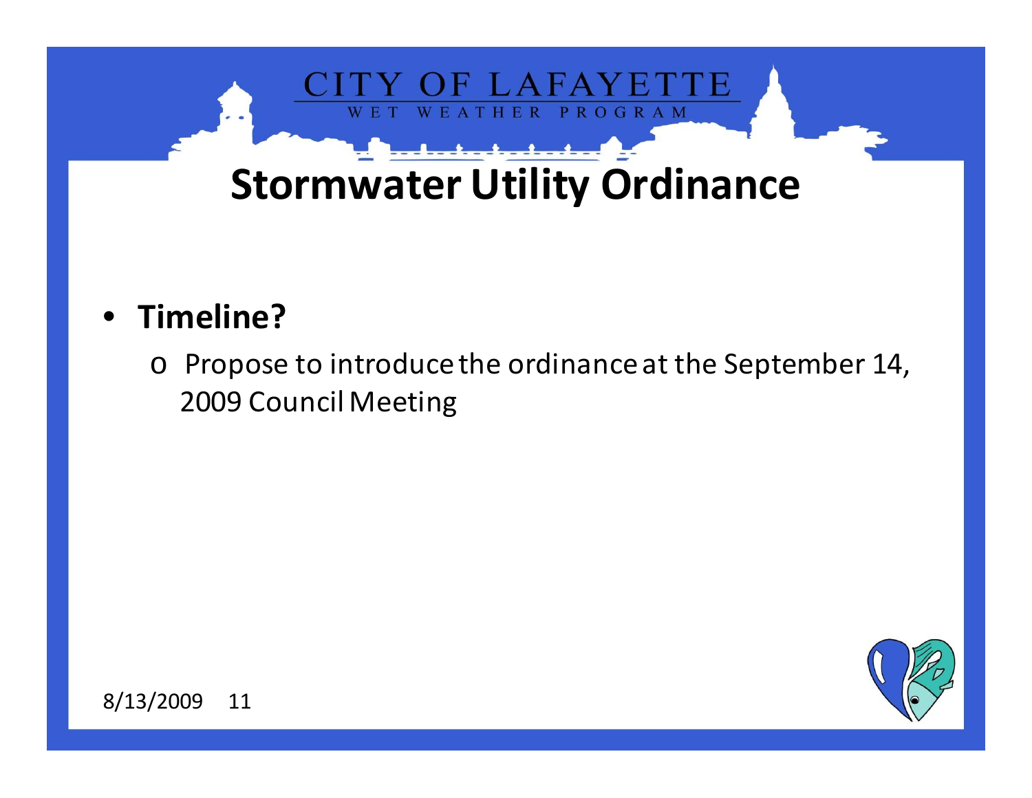# Stormwater Utility Ordinance

- **Timeline?**
  - Propose to introduce the ordinance at the September 14, 2009 Council Meeting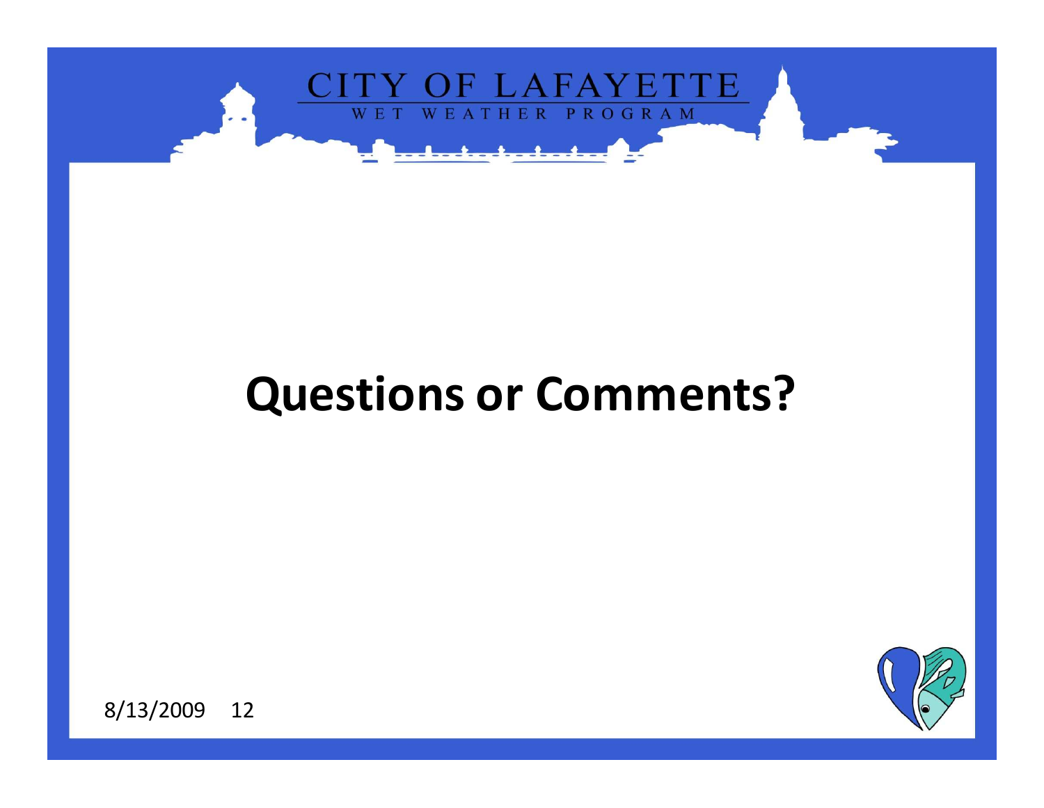# Questions or Comments?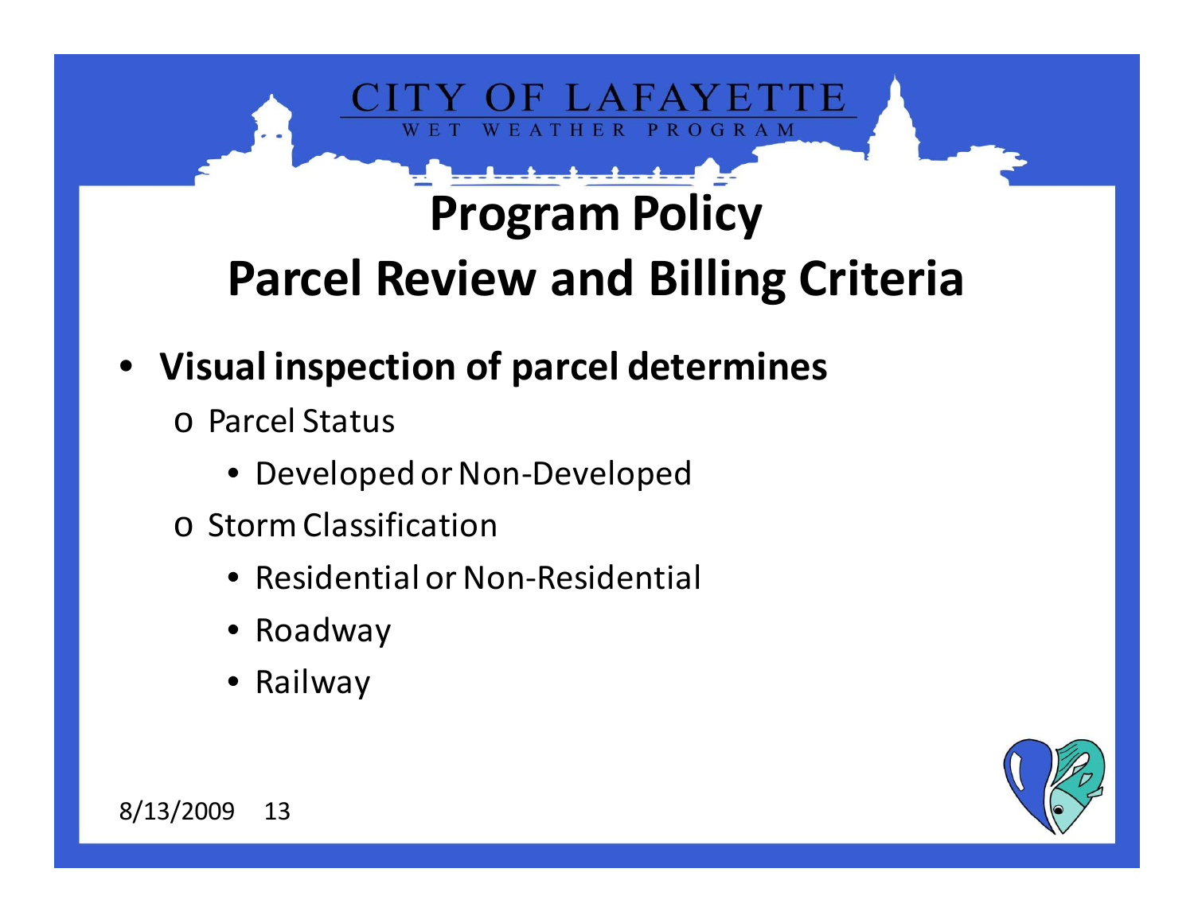# Program Policy
## Parcel Review and Billing Criteria

- **Visual inspection of parcel determines**
  - Parcel Status
    - Developed or Non-Developed
  - Storm Classification
    - Residential or Non-Residential
    - Roadway
    - Railway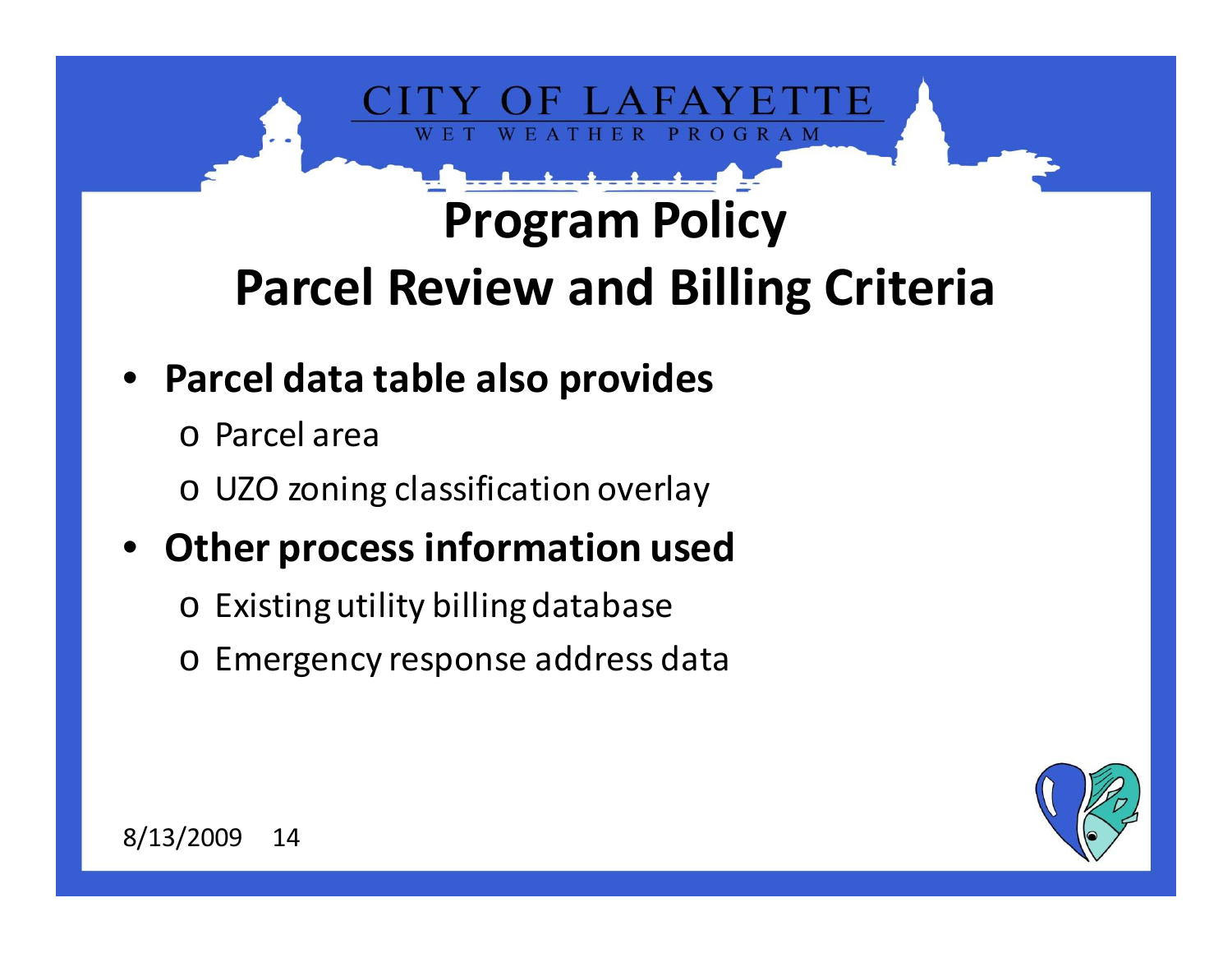# Program Policy
## Parcel Review and Billing Criteria

- **Parcel data table also provides**
  - Parcel area
  - UZO zoning classification overlay
- **Other process information used**
  - Existing utility billing database
  - Emergency response address data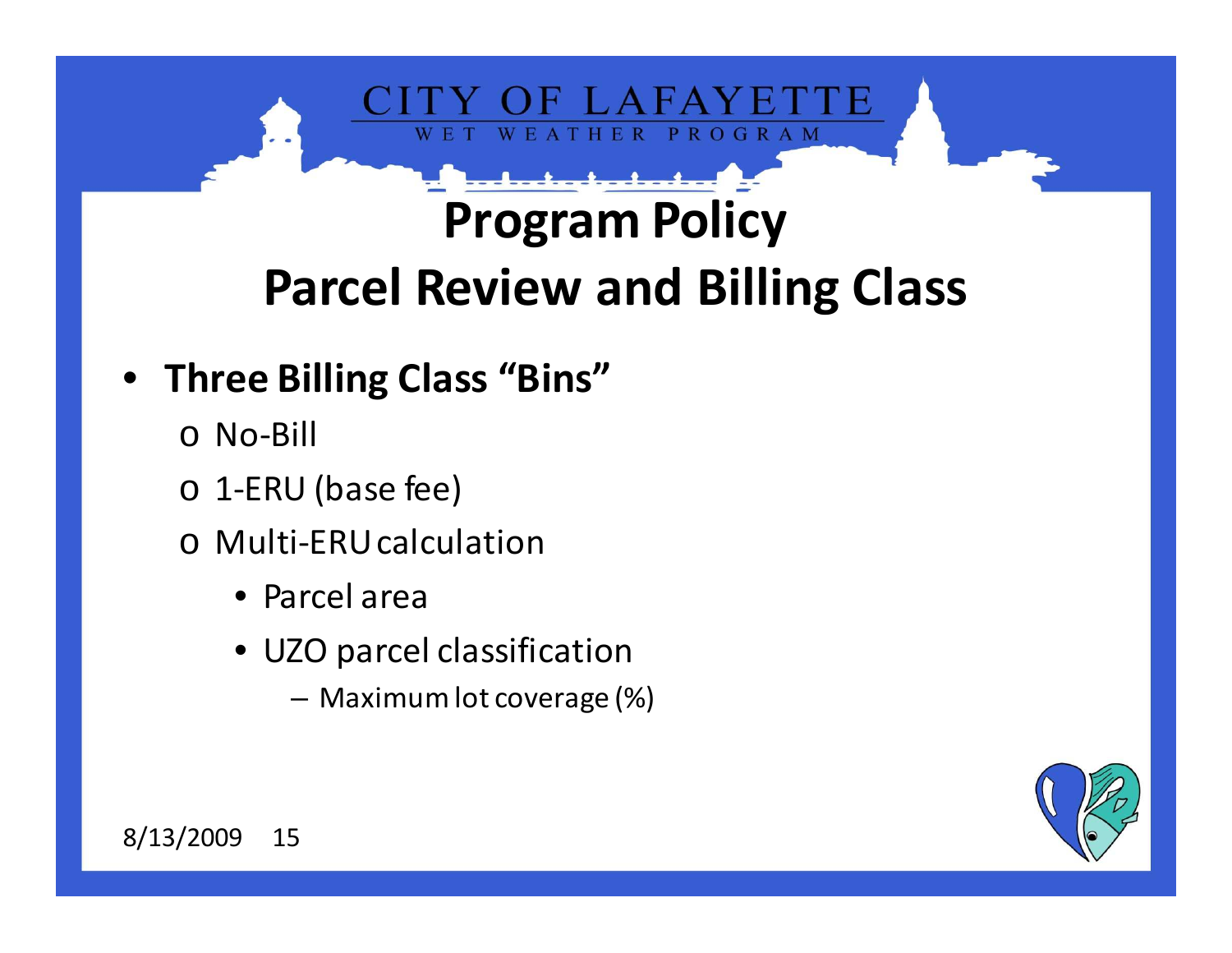# Program Policy
# Parcel Review and Billing Class

- **Three Billing Class "Bins"**
  - No-Bill
  - 1-ERU (base fee)
  - Multi-ERU calculation
    - Parcel area
    - UZO parcel classification
      - Maximum lot coverage (%)

8/13/2009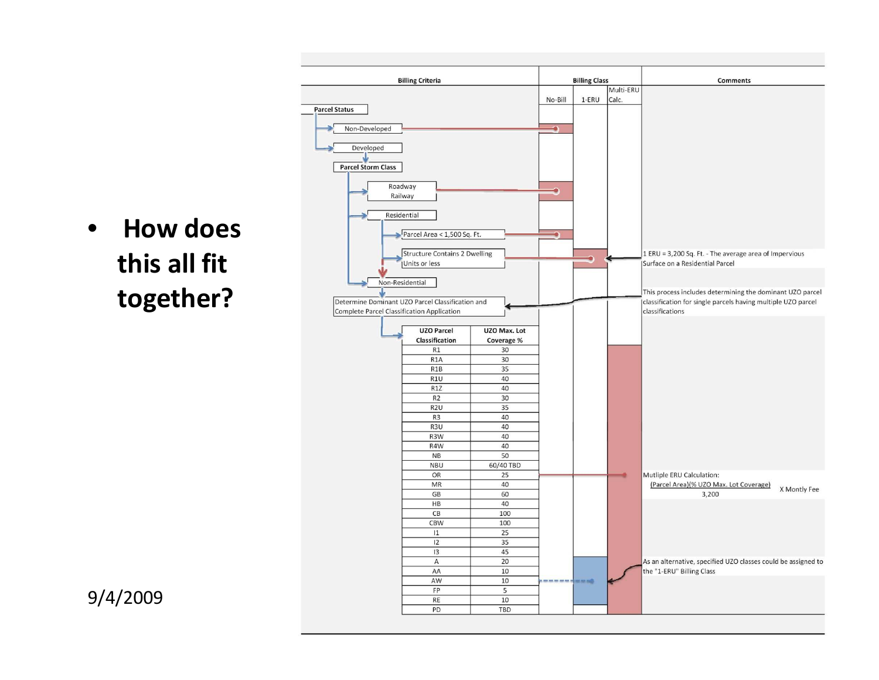- **How does this all fit together?**

9/4/2009

| Billing Criteria | | Billing Class: No-Bill | Billing Class: 1-ERU | Billing Class: Multi-ERU Calc. | Comments |
|---|---|---|---|---|---|
| Parcel Status | | | | | |
| Non-Developed | | ● | | | |
| Developed | | | | | |
| Parcel Storm Class | | | | | |
| Roadway / Railway | | ● | | | |
| Residential | | | | | |
| Parcel Area < 1,500 Sq. Ft. | | ● | | | |
| Structure Contains 2 Dwelling Units or less | | | ● | | 1 ERU = 3,200 Sq. Ft. - The average area of Impervious Surface on a Residential Parcel |
| Non-Residential | | | | | |
| Determine Dominant UZO Parcel Classification and Complete Parcel Classification Application | | | | | This process includes determining the dominant UZO parcel classification for single parcels having multiple UZO parcel classifications |

| UZO Parcel Classification | UZO Max. Lot Coverage % |
|---|---|
| R1 | 30 |
| R1A | 30 |
| R1B | 35 |
| R1U | 40 |
| R1Z | 40 |
| R2 | 30 |
| R2U | 35 |
| R3 | 40 |
| R3U | 40 |
| R3W | 40 |
| R4W | 40 |
| NB | 50 |
| NBU | 60/40 TBD |
| OR | 25 |
| MR | 40 |
| GB | 60 |
| HB | 40 |
| CB | 100 |
| CBW | 100 |
| I1 | 25 |
| I2 | 35 |
| I3 | 45 |
| A | 20 |
| AA | 10 |
| AW | 10 |
| FP | 5 |
| RE | 10 |
| PD | TBD |

Mutliple ERU Calculation:

$$\frac{\text{(Parcel Area)(\% UZO Max. Lot Coverage)}}{3{,}200} \times \text{Montly Fee}$$

As an alternative, specified UZO classes could be assigned to the "1-ERU" Billing Class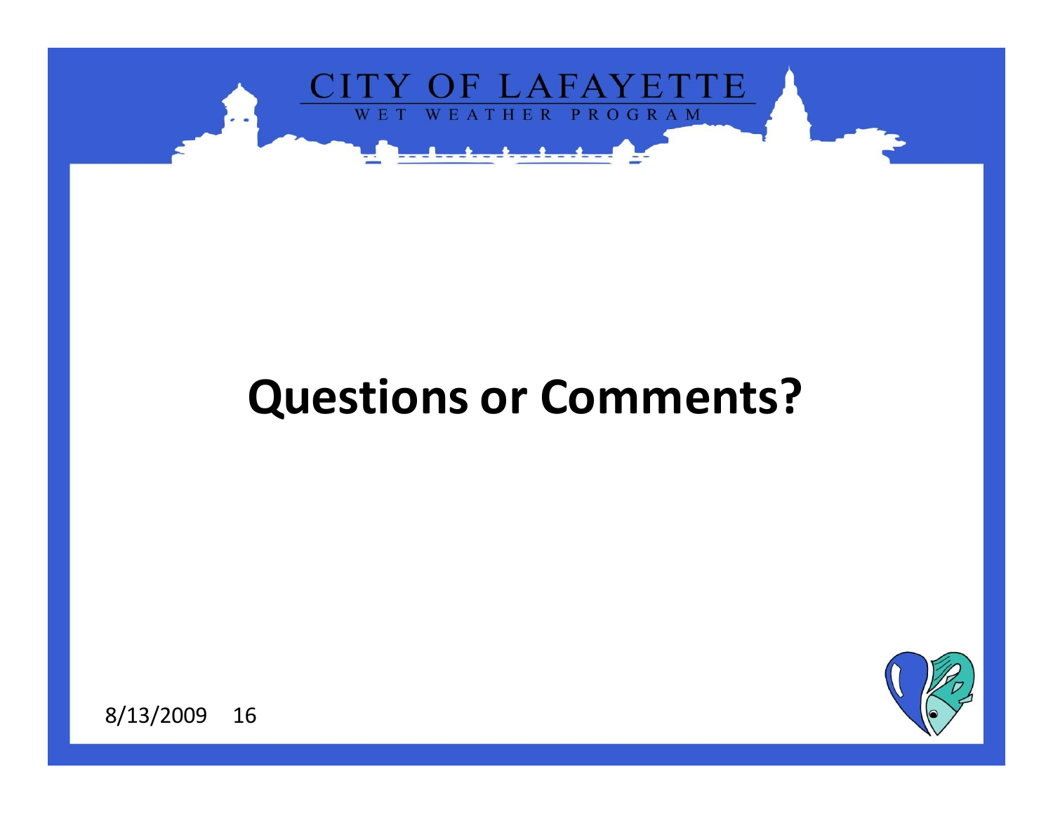# Questions or Comments?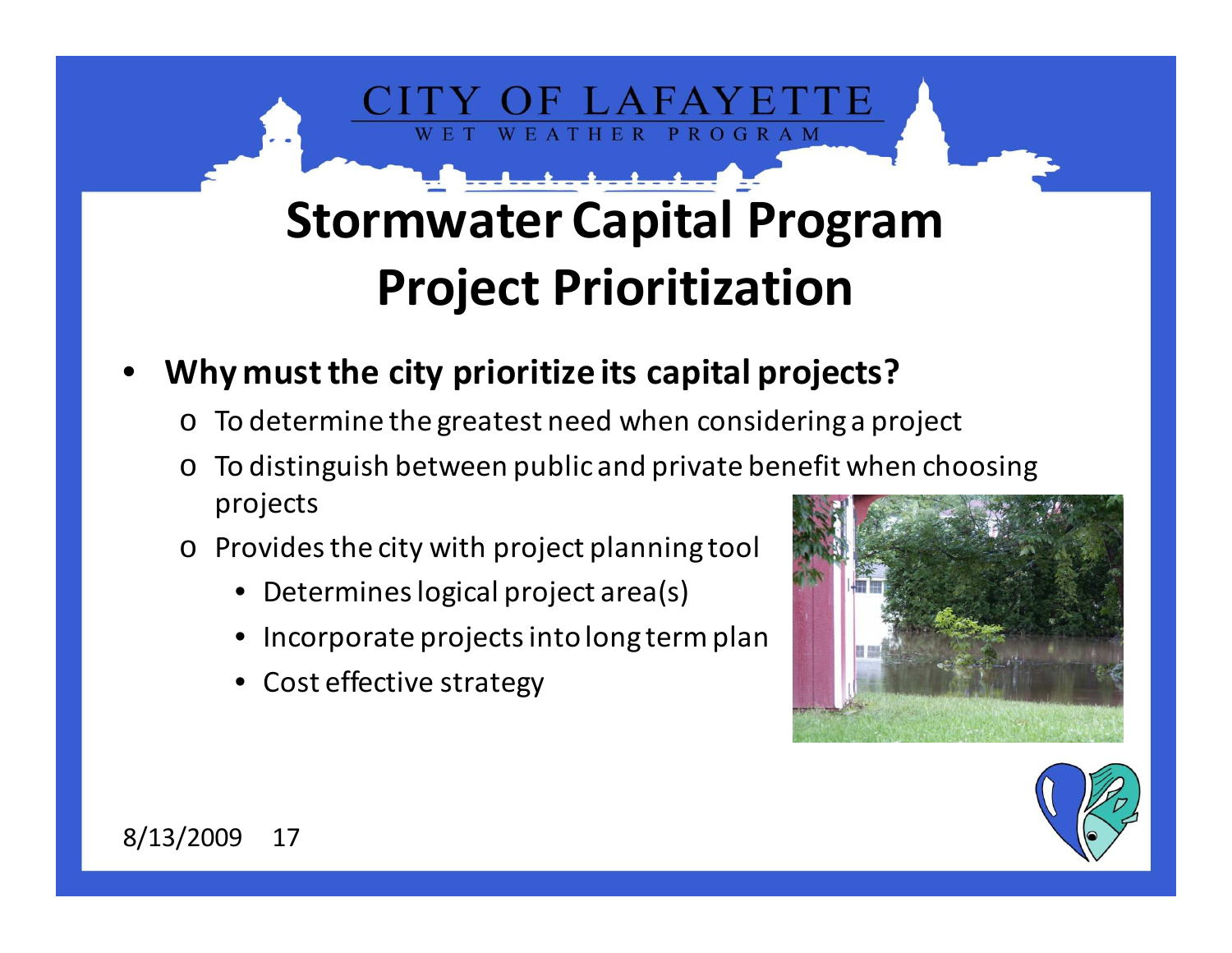CITY OF LAFAYETTE
WET WEATHER PROGRAM

# Stormwater Capital Program Project Prioritization

- **Why must the city prioritize its capital projects?**
  - To determine the greatest need when considering a project
  - To distinguish between public and private benefit when choosing projects
  - Provides the city with project planning tool
    - Determines logical project area(s)
    - Incorporate projects into long term plan
    - Cost effective strategy

8/13/2009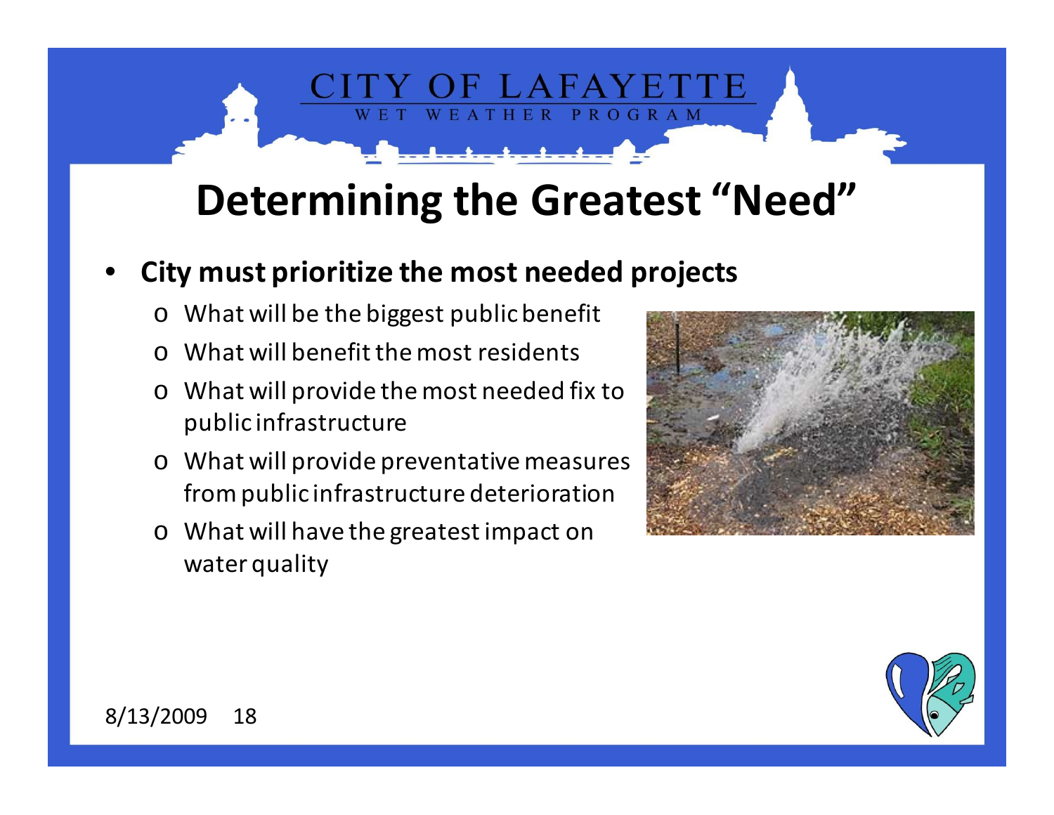# Determining the Greatest "Need"

- **City must prioritize the most needed projects**
  - What will be the biggest public benefit
  - What will benefit the most residents
  - What will provide the most needed fix to public infrastructure
  - What will provide preventative measures from public infrastructure deterioration
  - What will have the greatest impact on water quality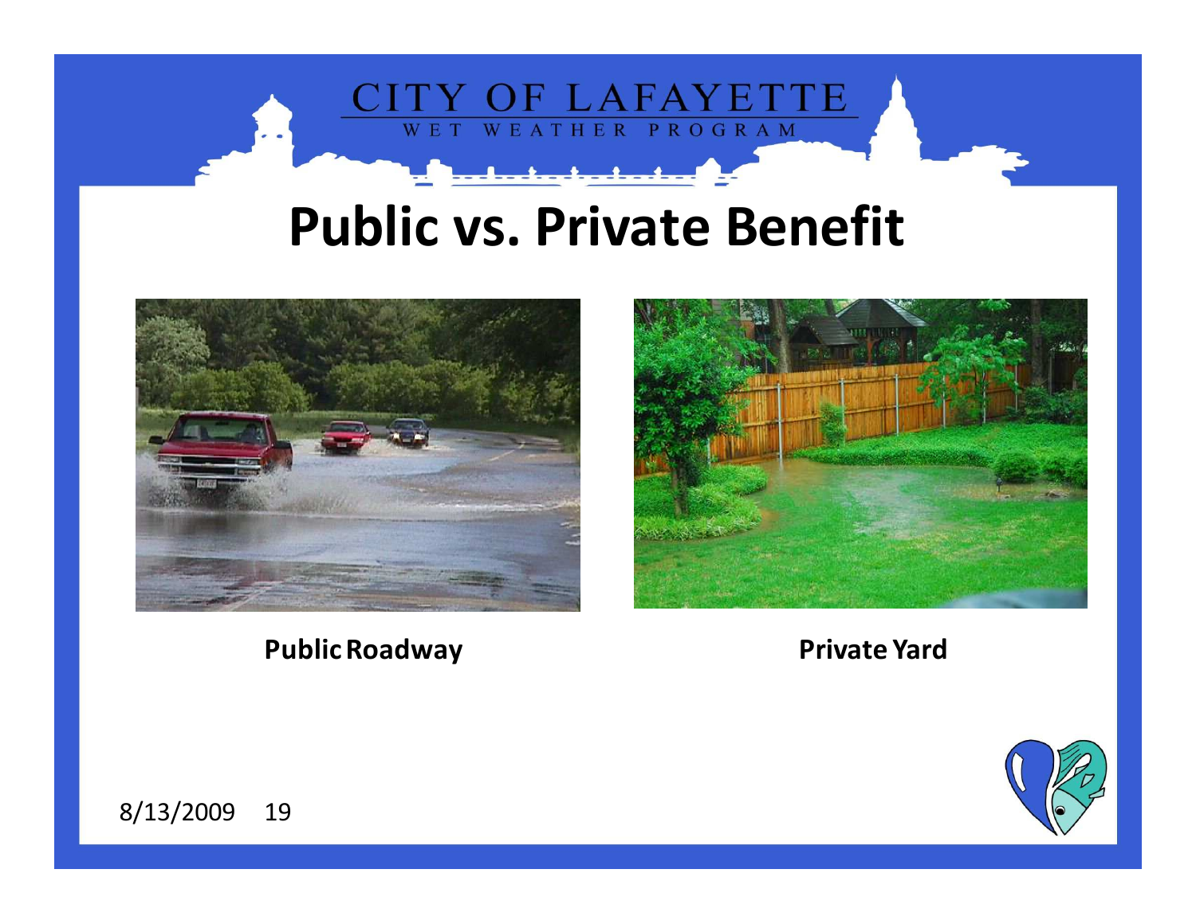# Public vs. Private Benefit

**Public Roadway**

**Private Yard**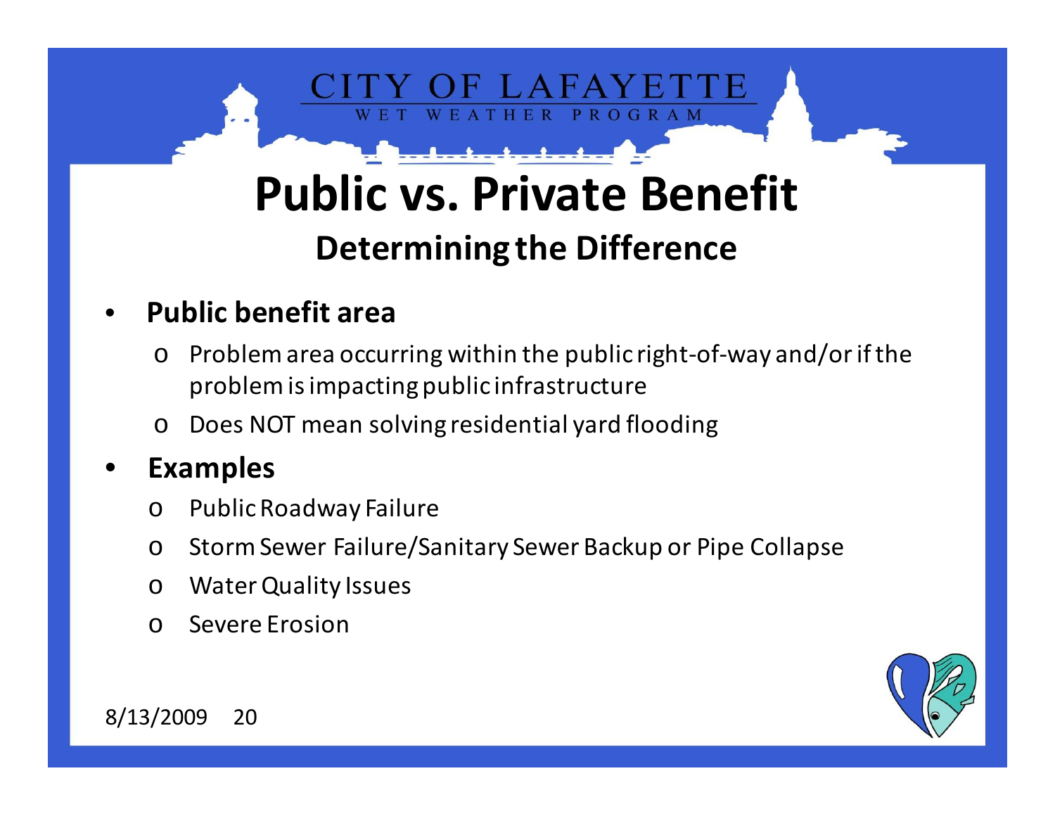# Public vs. Private Benefit

## Determining the Difference

- **Public benefit area**
  - Problem area occurring within the public right-of-way and/or if the problem is impacting public infrastructure
  - Does NOT mean solving residential yard flooding
- **Examples**
  - Public Roadway Failure
  - Storm Sewer Failure/Sanitary Sewer Backup or Pipe Collapse
  - Water Quality Issues
  - Severe Erosion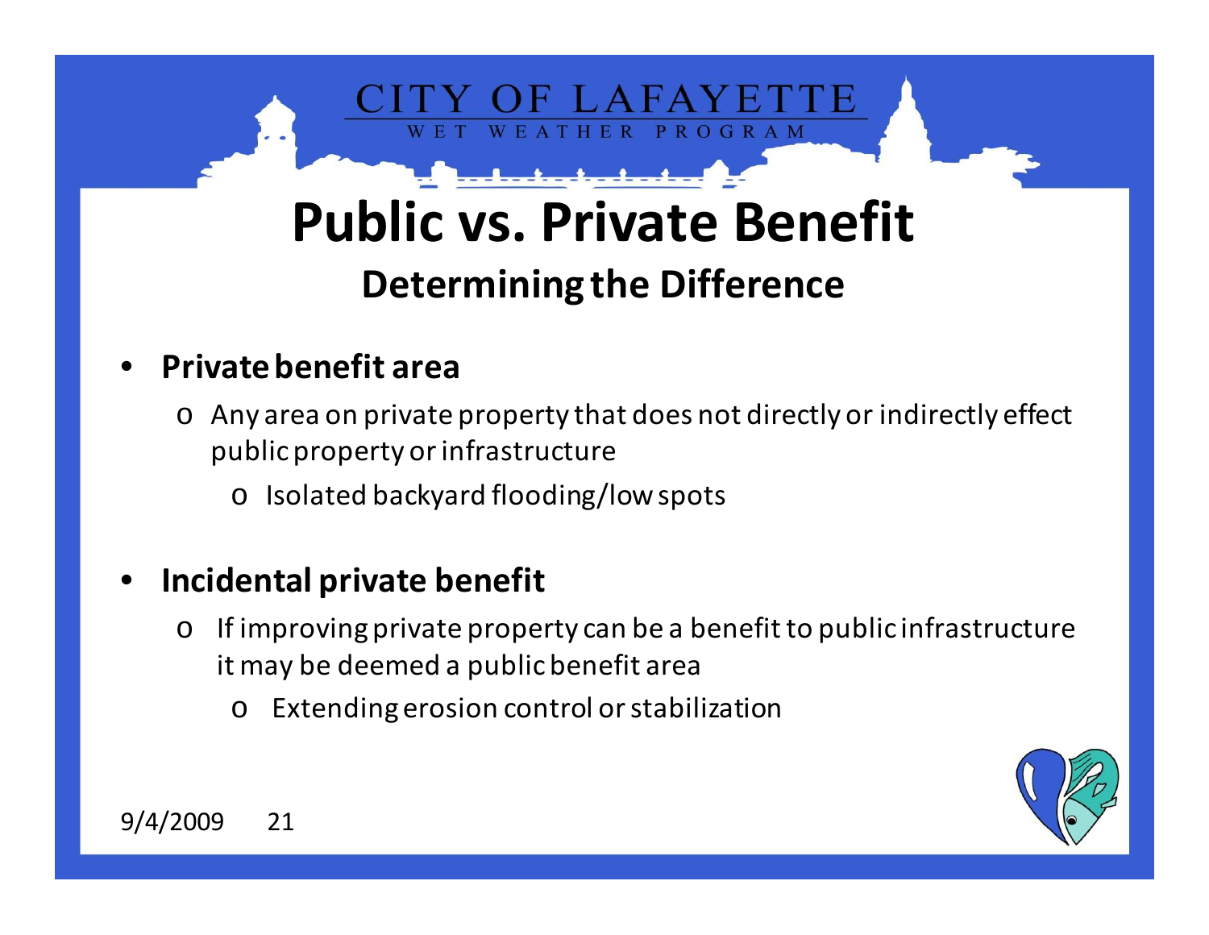# Public vs. Private Benefit

## Determining the Difference

- **Private benefit area**
  - Any area on private property that does not directly or indirectly effect public property or infrastructure
    - Isolated backyard flooding/low spots

- **Incidental private benefit**
  - If improving private property can be a benefit to public infrastructure it may be deemed a public benefit area
    - Extending erosion control or stabilization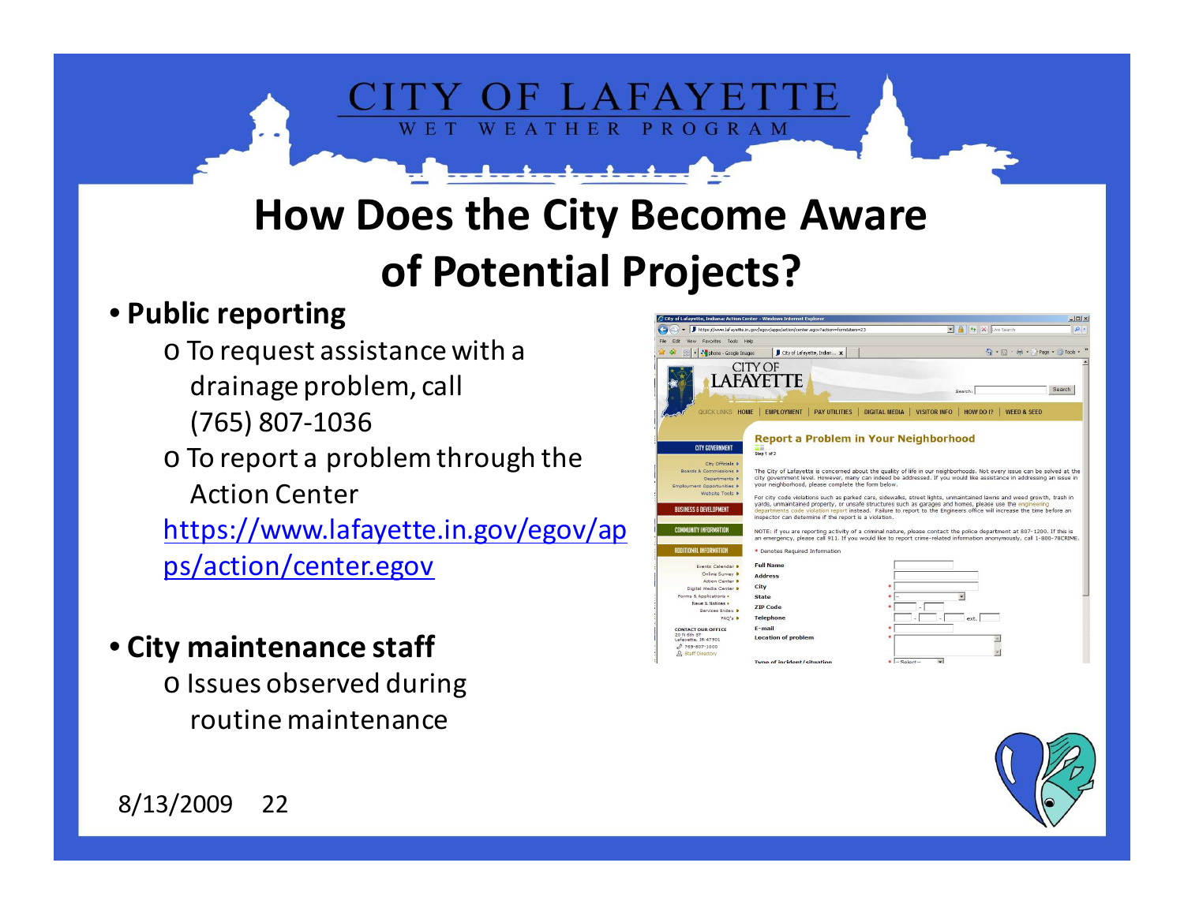# How Does the City Become Aware of Potential Projects?

- **Public reporting**
  - To request assistance with a drainage problem, call (765) 807-1036
  - To report a problem through the Action Center https://www.lafayette.in.gov/egov/apps/action/center.egov

- **City maintenance staff**
  - Issues observed during routine maintenance

8/13/2009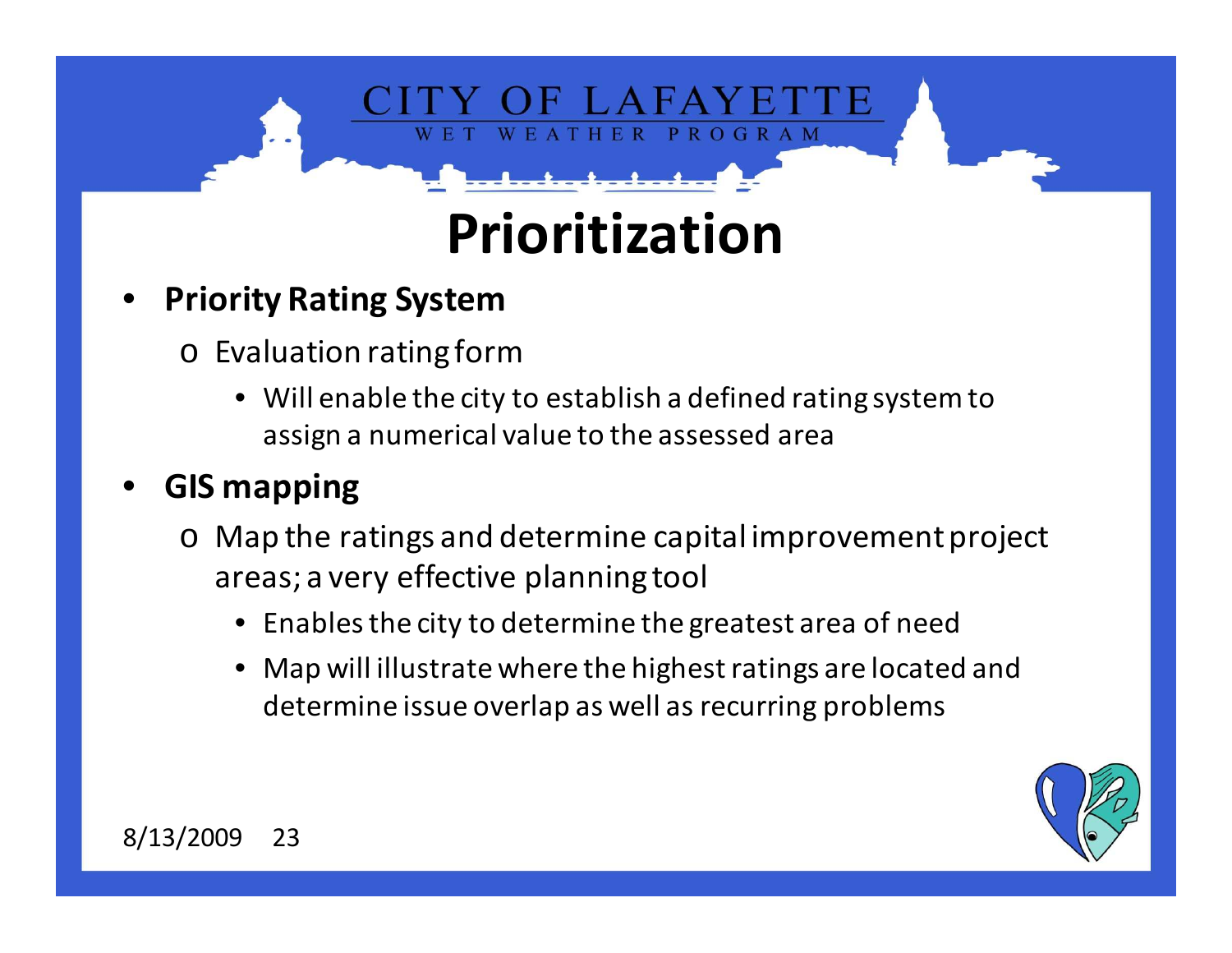# Prioritization

- **Priority Rating System**
  - Evaluation rating form
    - Will enable the city to establish a defined rating system to assign a numerical value to the assessed area
- **GIS mapping**
  - Map the ratings and determine capital improvement project areas; a very effective planning tool
    - Enables the city to determine the greatest area of need
    - Map will illustrate where the highest ratings are located and determine issue overlap as well as recurring problems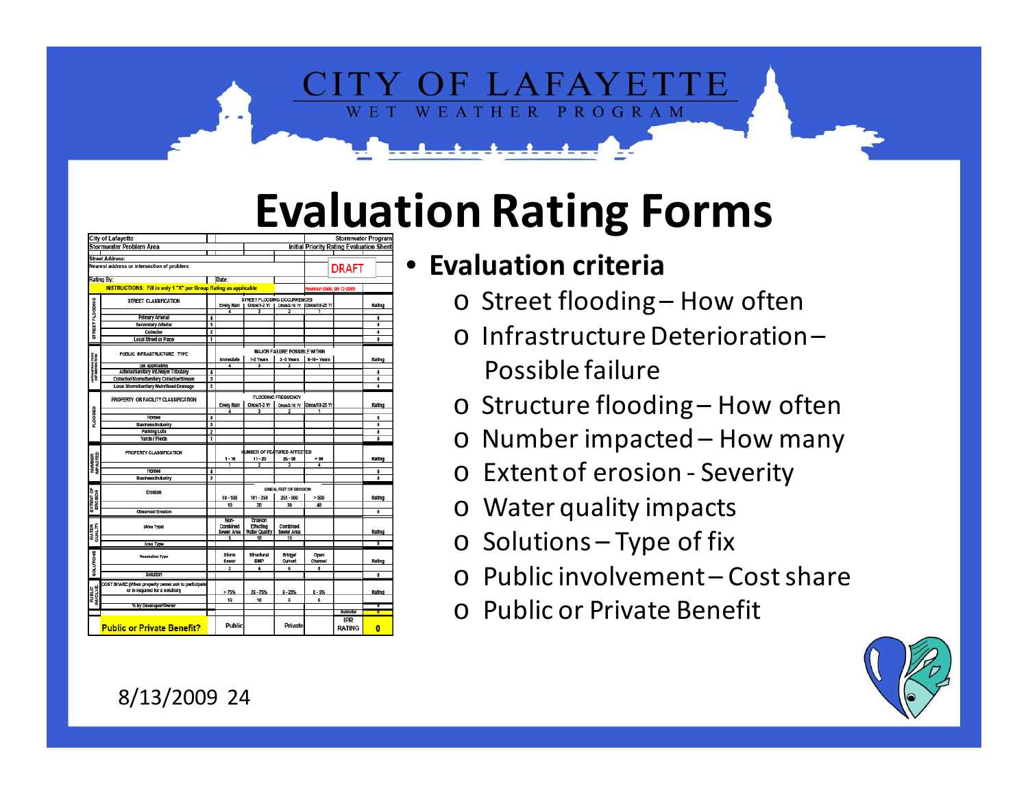# Evaluation Rating Forms

- **Evaluation criteria**
  - Street flooding – How often
  - Infrastructure Deterioration – Possible failure
  - Structure flooding – How often
  - Number impacted – How many
  - Extent of erosion - Severity
  - Water quality impacts
  - Solutions – Type of fix
  - Public involvement – Cost share
  - Public or Private Benefit

8/13/2009 24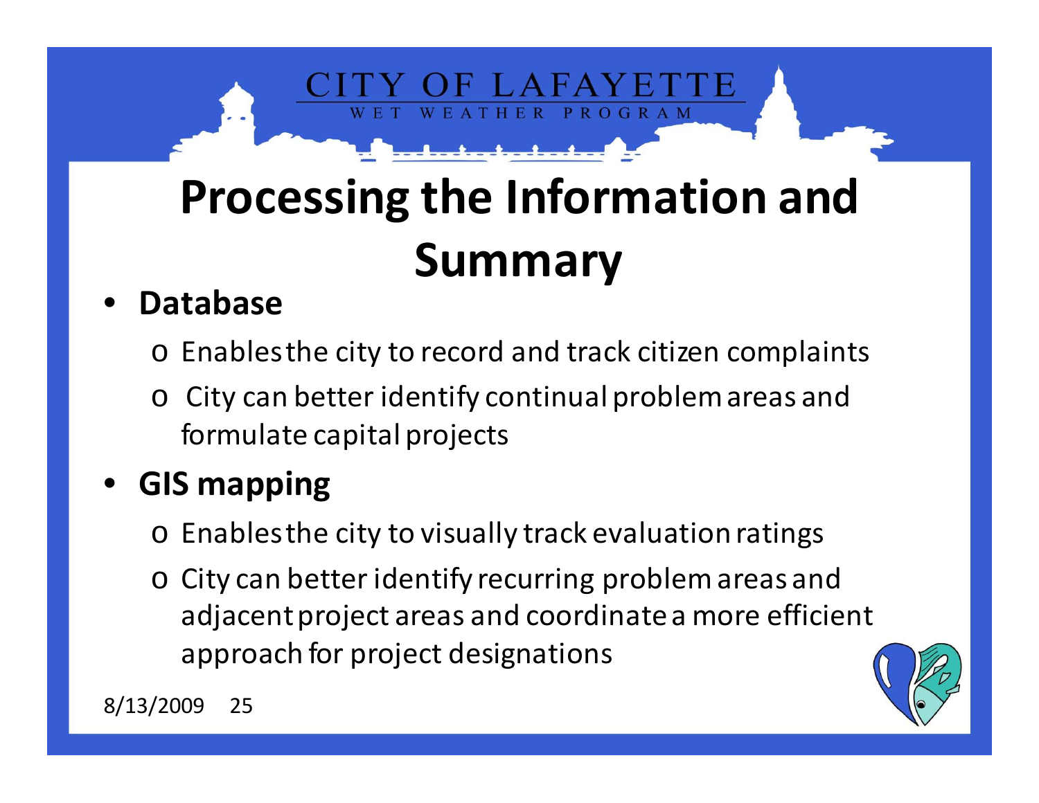# Processing the Information and Summary

- **Database**
  - Enables the city to record and track citizen complaints
  - City can better identify continual problem areas and formulate capital projects
- **GIS mapping**
  - Enables the city to visually track evaluation ratings
  - City can better identify recurring problem areas and adjacent project areas and coordinate a more efficient approach for project designations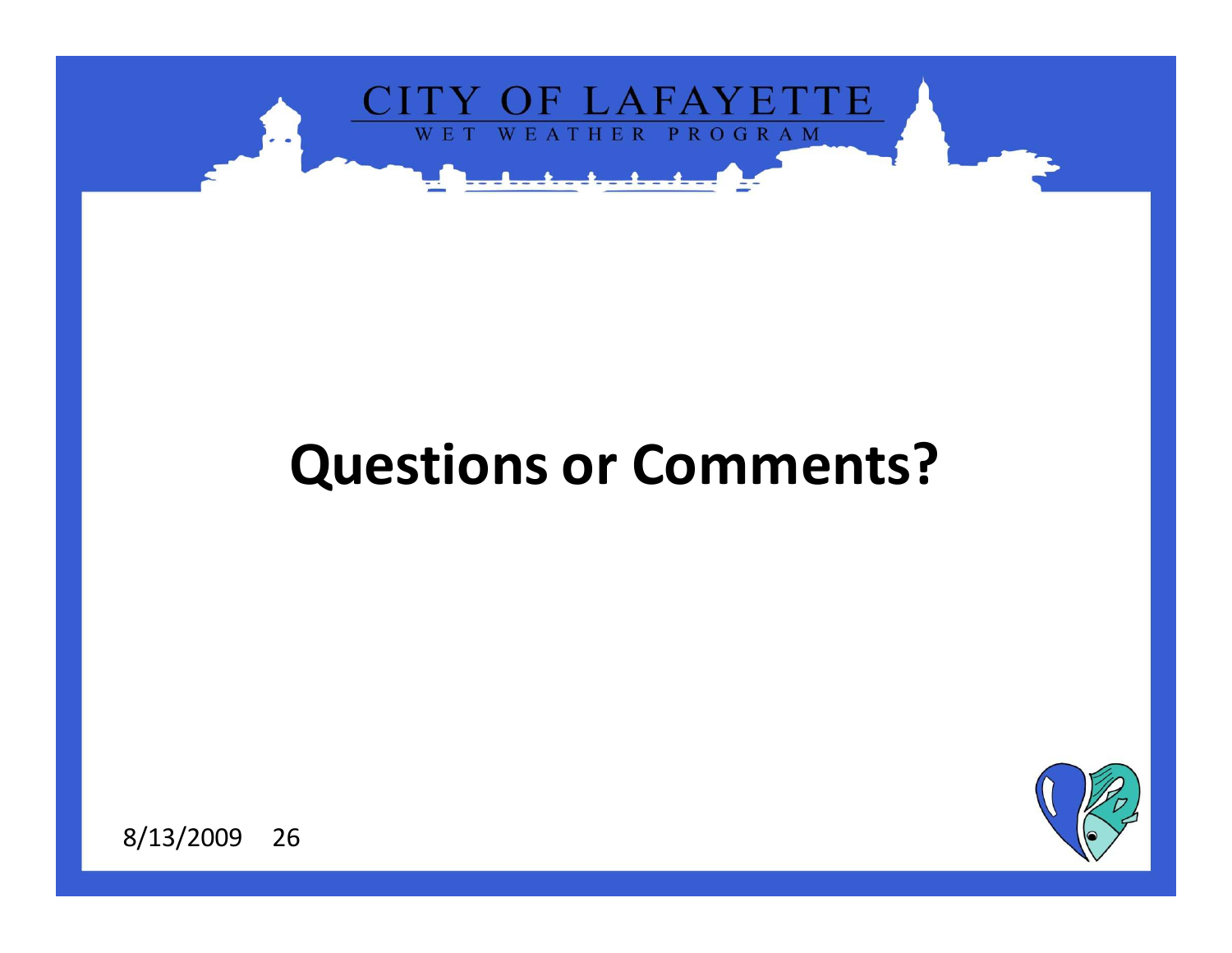# Questions or Comments?